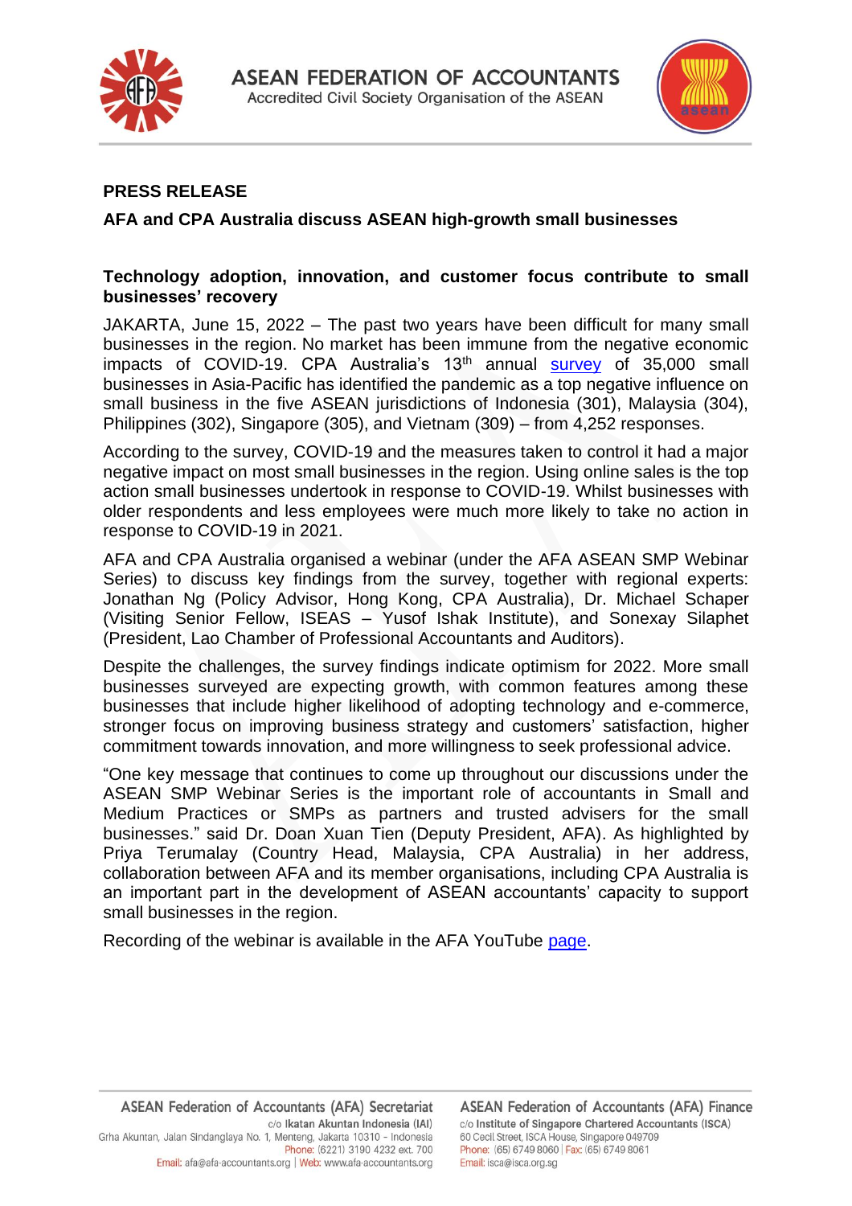ASEAN FEDERATION OF ACCOUNTANTS
Accredited Civil Society Organisation of the ASEAN

**PRESS RELEASE**

**AFA and CPA Australia discuss ASEAN high-growth small businesses**

**Technology adoption, innovation, and customer focus contribute to small businesses' recovery**

JAKARTA, June 15, 2022 – The past two years have been difficult for many small businesses in the region. No market has been immune from the negative economic impacts of COVID-19. CPA Australia's 13th annual [survey](survey) of 35,000 small businesses in Asia-Pacific has identified the pandemic as a top negative influence on small business in the five ASEAN jurisdictions of Indonesia (301), Malaysia (304), Philippines (302), Singapore (305), and Vietnam (309) – from 4,252 responses.

According to the survey, COVID-19 and the measures taken to control it had a major negative impact on most small businesses in the region. Using online sales is the top action small businesses undertook in response to COVID-19. Whilst businesses with older respondents and less employees were much more likely to take no action in response to COVID-19 in 2021.

AFA and CPA Australia organised a webinar (under the AFA ASEAN SMP Webinar Series) to discuss key findings from the survey, together with regional experts: Jonathan Ng (Policy Advisor, Hong Kong, CPA Australia), Dr. Michael Schaper (Visiting Senior Fellow, ISEAS – Yusof Ishak Institute), and Sonexay Silaphet (President, Lao Chamber of Professional Accountants and Auditors).

Despite the challenges, the survey findings indicate optimism for 2022. More small businesses surveyed are expecting growth, with common features among these businesses that include higher likelihood of adopting technology and e-commerce, stronger focus on improving business strategy and customers' satisfaction, higher commitment towards innovation, and more willingness to seek professional advice.

"One key message that continues to come up throughout our discussions under the ASEAN SMP Webinar Series is the important role of accountants in Small and Medium Practices or SMPs as partners and trusted advisers for the small businesses." said Dr. Doan Xuan Tien (Deputy President, AFA). As highlighted by Priya Terumalay (Country Head, Malaysia, CPA Australia) in her address, collaboration between AFA and its member organisations, including CPA Australia is an important part in the development of ASEAN accountants' capacity to support small businesses in the region.

Recording of the webinar is available in the AFA YouTube [page](page).

**ASEAN Federation of Accountants (AFA) Secretariat**
c/o Ikatan Akuntan Indonesia (IAI)
Grha Akuntan, Jalan Sindanglaya No. 1, Menteng, Jakarta 10310 - Indonesia
Phone: (6221) 3190 4232 ext. 700
Email: afa@afa-accountants.org | Web: www.afa-accountants.org

**ASEAN Federation of Accountants (AFA) Finance**
c/o Institute of Singapore Chartered Accountants (ISCA)
60 Cecil Street, ISCA House, Singapore 049709
Phone: (65) 6749 8060 | Fax: (65) 6749 8061
Email: isca@isca.org.sg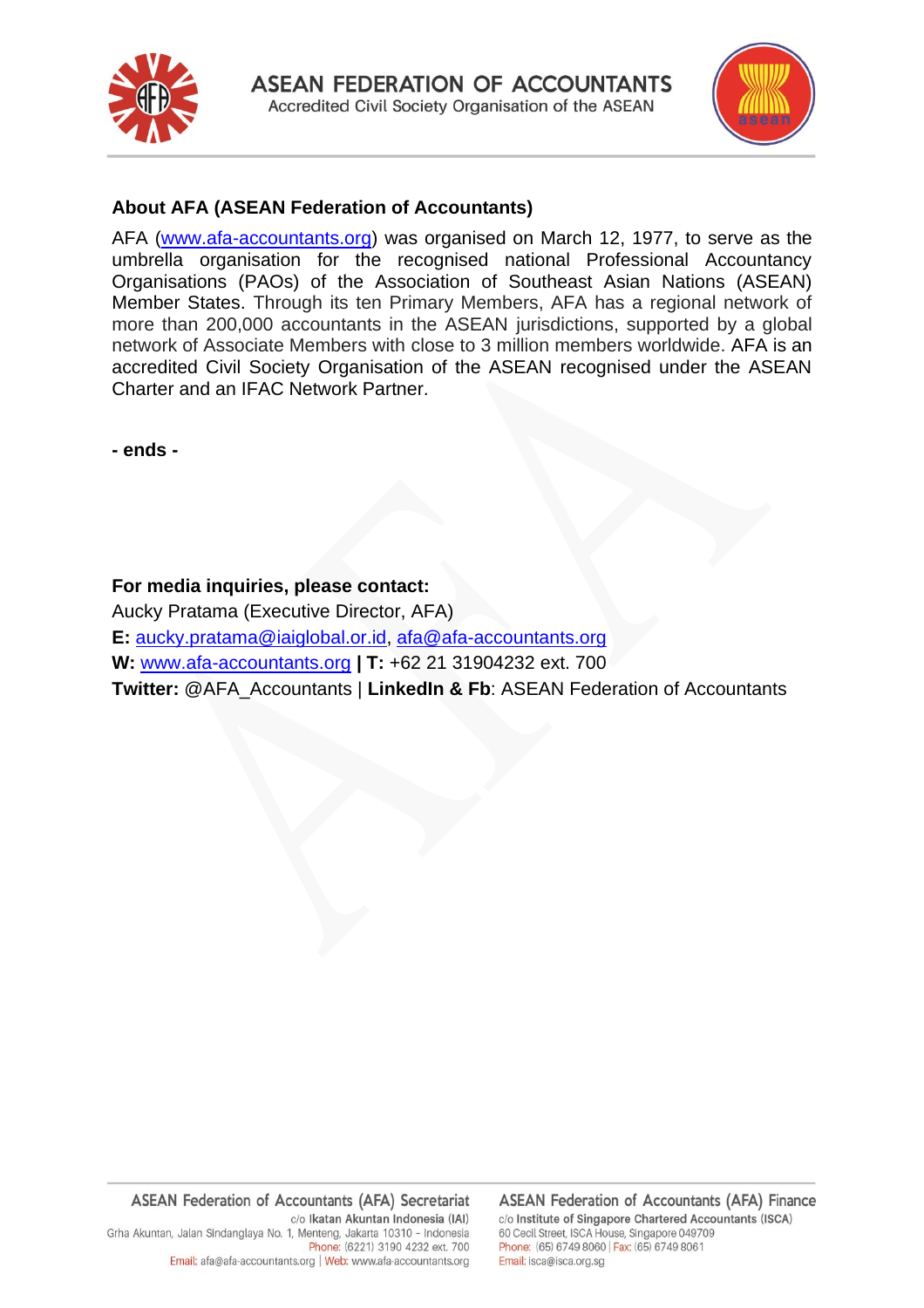## About AFA (ASEAN Federation of Accountants)

AFA (www.afa-accountants.org) was organised on March 12, 1977, to serve as the umbrella organisation for the recognised national Professional Accountancy Organisations (PAOs) of the Association of Southeast Asian Nations (ASEAN) Member States. Through its ten Primary Members, AFA has a regional network of more than 200,000 accountants in the ASEAN jurisdictions, supported by a global network of Associate Members with close to 3 million members worldwide. AFA is an accredited Civil Society Organisation of the ASEAN recognised under the ASEAN Charter and an IFAC Network Partner.

**- ends -**

**For media inquiries, please contact:**

Aucky Pratama (Executive Director, AFA)

**E:** aucky.pratama@iaiglobal.or.id, afa@afa-accountants.org

**W:** www.afa-accountants.org **| T:** +62 21 31904232 ext. 700

**Twitter:** @AFA_Accountants | **LinkedIn & Fb**: ASEAN Federation of Accountants

ASEAN Federation of Accountants (AFA) Secretariat
c/o Ikatan Akuntan Indonesia (IAI)
Grha Akuntan, Jalan Sindanglaya No. 1, Menteng, Jakarta 10310 - Indonesia
Phone: (6221) 3190 4232 ext. 700
Email: afa@afa-accountants.org | Web: www.afa-accountants.org

ASEAN Federation of Accountants (AFA) Finance
c/o Institute of Singapore Chartered Accountants (ISCA)
60 Cecil Street, ISCA House, Singapore 049709
Phone: (65) 6749 8060 | Fax: (65) 6749 8061
Email: isca@isca.org.sg